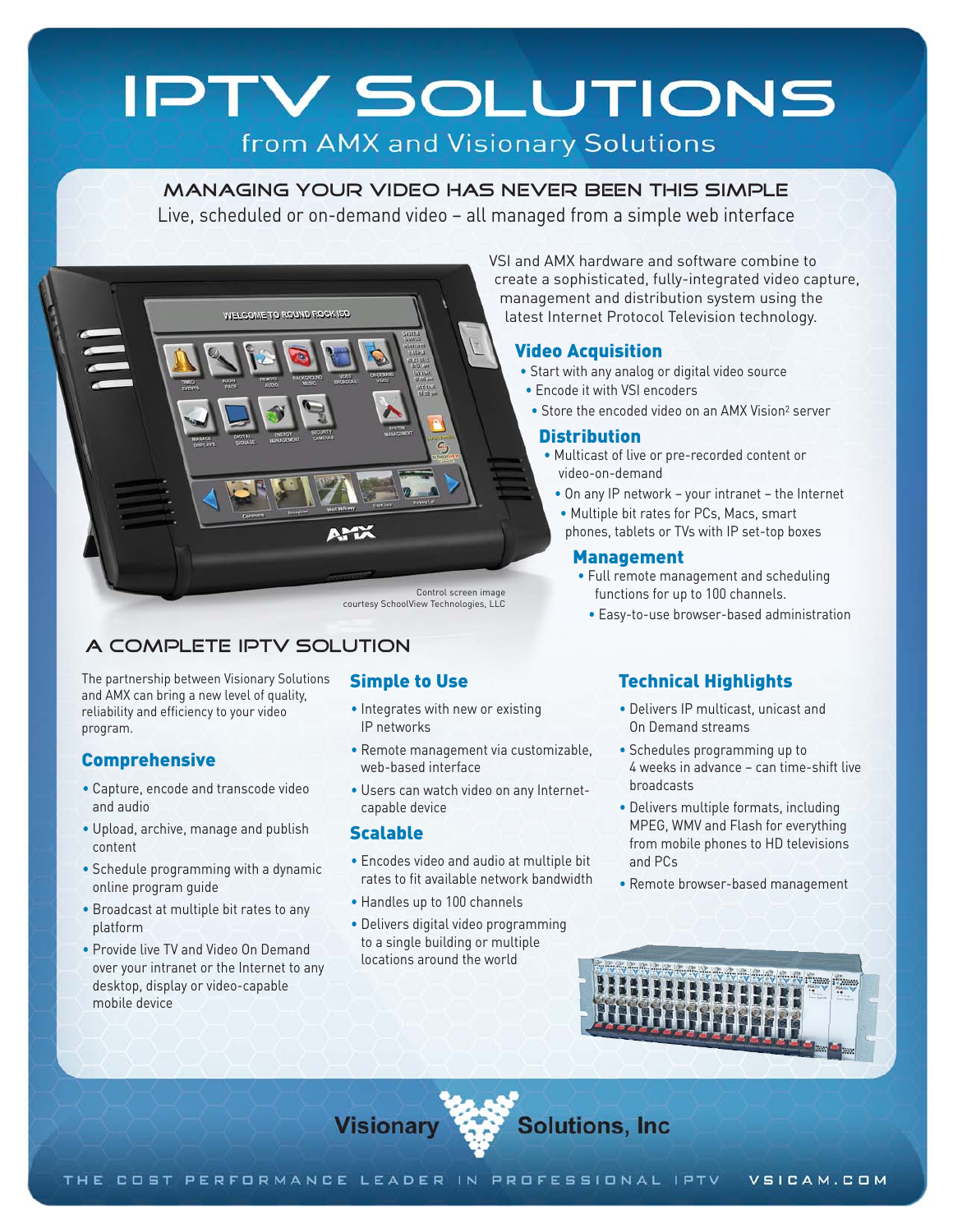# IPTV SOLUTIONS

from AMX and Visionary Solutions

## MANAGING YOUR VIDEO HAS NEVER BEEN THIS SIMPLE

Live, scheduled or on-demand video – all managed from a simple web interface

Control screen image courtesy SchoolView Technologies, LLC

VSI and AMX hardware and software combine to create a sophisticated, fully-integrated video capture, management and distribution system using the latest Internet Protocol Television technology.

### Video Acquisition

- Start with any analog or digital video source
- Encode it with VSI encoders
- Store the encoded video on an AMX Vision[2] server

### Distribution

- Multicast of live or pre-recorded content or video-on-demand
- On any IP network – your intranet – the Internet
- Multiple bit rates for PCs, Macs, smart phones, tablets or TVs with IP set-top boxes

### Management

- Full remote management and scheduling functions for up to 100 channels.
- Easy-to-use browser-based administration

## A COMPLETE IPTV SOLUTION

The partnership between Visionary Solutions and AMX can bring a new level of quality, reliability and efficiency to your video program.

### Comprehensive

- Capture, encode and transcode video and audio
- Upload, archive, manage and publish content
- Schedule programming with a dynamic online program guide
- Broadcast at multiple bit rates to any platform
- Provide live TV and Video On Demand over your intranet or the Internet to any desktop, display or video-capable mobile device

### Simple to Use

- Integrates with new or existing IP networks
- Remote management via customizable, web-based interface
- Users can watch video on any Internet-capable device

### Scalable

- Encodes video and audio at multiple bit rates to fit available network bandwidth
- Handles up to 100 channels
- Delivers digital video programming to a single building or multiple locations around the world

### Technical Highlights

- Delivers IP multicast, unicast and On Demand streams
- Schedules programming up to 4 weeks in advance – can time-shift live broadcasts
- Delivers multiple formats, including MPEG, WMV and Flash for everything from mobile phones to HD televisions and PCs
- Remote browser-based management

Visionary Solutions, Inc

THE COST PERFORMANCE LEADER IN PROFESSIONAL IPTV VSICAM.COM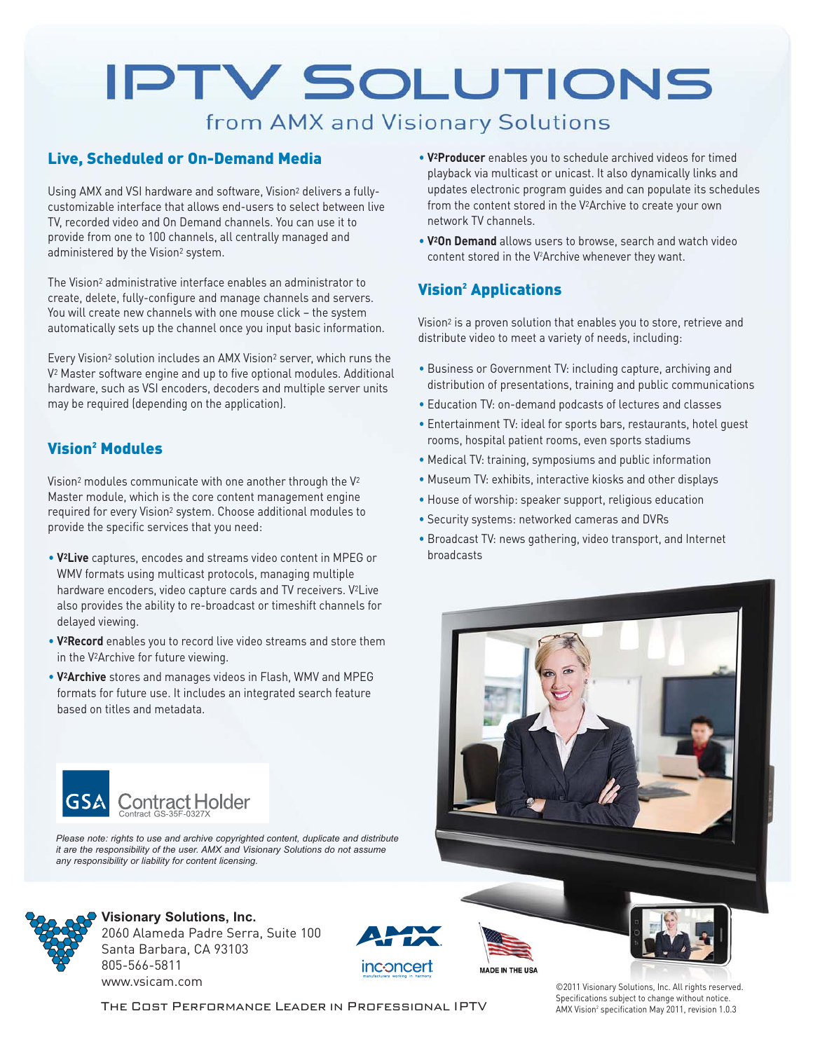# IPTV Solutions

## from AMX and Visionary Solutions

### Live, Scheduled or On-Demand Media

Using AMX and VSI hardware and software, Vision$^2$ delivers a fully-customizable interface that allows end-users to select between live TV, recorded video and On Demand channels. You can use it to provide from one to 100 channels, all centrally managed and administered by the Vision$^2$ system.

The Vision$^2$ administrative interface enables an administrator to create, delete, fully-configure and manage channels and servers. You will create new channels with one mouse click – the system automatically sets up the channel once you input basic information.

Every Vision$^2$ solution includes an AMX Vision$^2$ server, which runs the V$^2$ Master software engine and up to five optional modules. Additional hardware, such as VSI encoders, decoders and multiple server units may be required (depending on the application).

### Vision$^2$ Modules

Vision$^2$ modules communicate with one another through the V$^2$ Master module, which is the core content management engine required for every Vision$^2$ system. Choose additional modules to provide the specific services that you need:

- **V$^2$Live** captures, encodes and streams video content in MPEG or WMV formats using multicast protocols, managing multiple hardware encoders, video capture cards and TV receivers. V$^2$Live also provides the ability to re-broadcast or timeshift channels for delayed viewing.
- **V$^2$Record** enables you to record live video streams and store them in the V$^2$Archive for future viewing.
- **V$^2$Archive** stores and manages videos in Flash, WMV and MPEG formats for future use. It includes an integrated search feature based on titles and metadata.
- **V$^2$Producer** enables you to schedule archived videos for timed playback via multicast or unicast. It also dynamically links and updates electronic program guides and can populate its schedules from the content stored in the V$^2$Archive to create your own network TV channels.
- **V$^2$On Demand** allows users to browse, search and watch video content stored in the V$^2$Archive whenever they want.

### Vision$^2$ Applications

Vision$^2$ is a proven solution that enables you to store, retrieve and distribute video to meet a variety of needs, including:

- Business or Government TV: including capture, archiving and distribution of presentations, training and public communications
- Education TV: on-demand podcasts of lectures and classes
- Entertainment TV: ideal for sports bars, restaurants, hotel guest rooms, hospital patient rooms, even sports stadiums
- Medical TV: training, symposiums and public information
- Museum TV: exhibits, interactive kiosks and other displays
- House of worship: speaker support, religious education
- Security systems: networked cameras and DVRs
- Broadcast TV: news gathering, video transport, and Internet broadcasts

GSA Contract Holder
Contract GS-35F-0327X

*Please note: rights to use and archive copyrighted content, duplicate and distribute it are the responsibility of the user. AMX and Visionary Solutions do not assume any responsibility or liability for content licensing.*

**Visionary Solutions, Inc.**
2060 Alameda Padre Serra, Suite 100
Santa Barbara, CA 93103
805-566-5811
www.vsicam.com

AMX inconcert

MADE IN THE USA

The Cost Performance Leader in Professional IPTV

©2011 Visionary Solutions, Inc. All rights reserved.
Specifications subject to change without notice.
AMX Vision$^2$ specification May 2011, revision 1.0.3